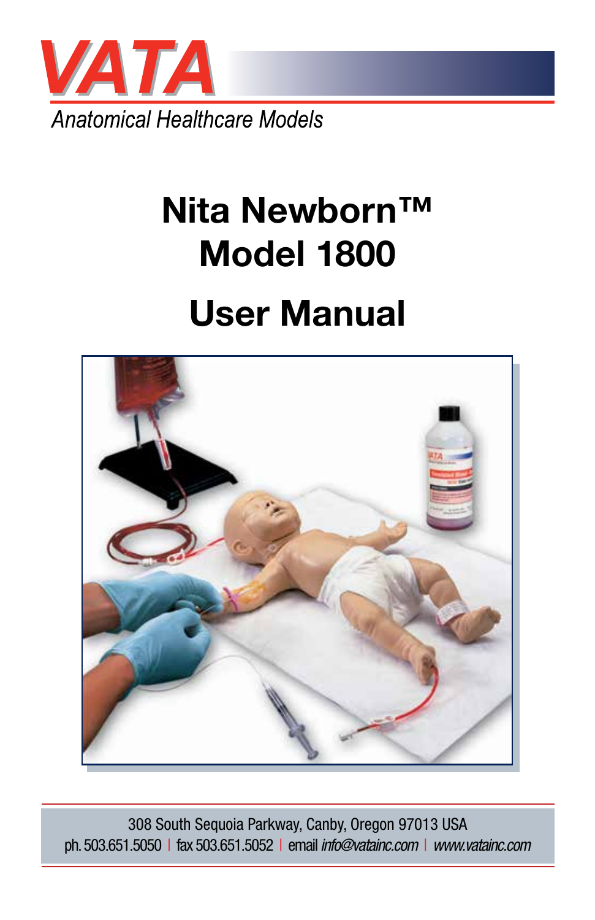VATA

*Anatomical Healthcare Models*

# Nita Newborn™
# Model 1800

# User Manual

308 South Sequoia Parkway, Canby, Oregon 97013 USA
ph. 503.651.5050 | fax 503.651.5052 | email *info@vatainc.com* | *www.vatainc.com*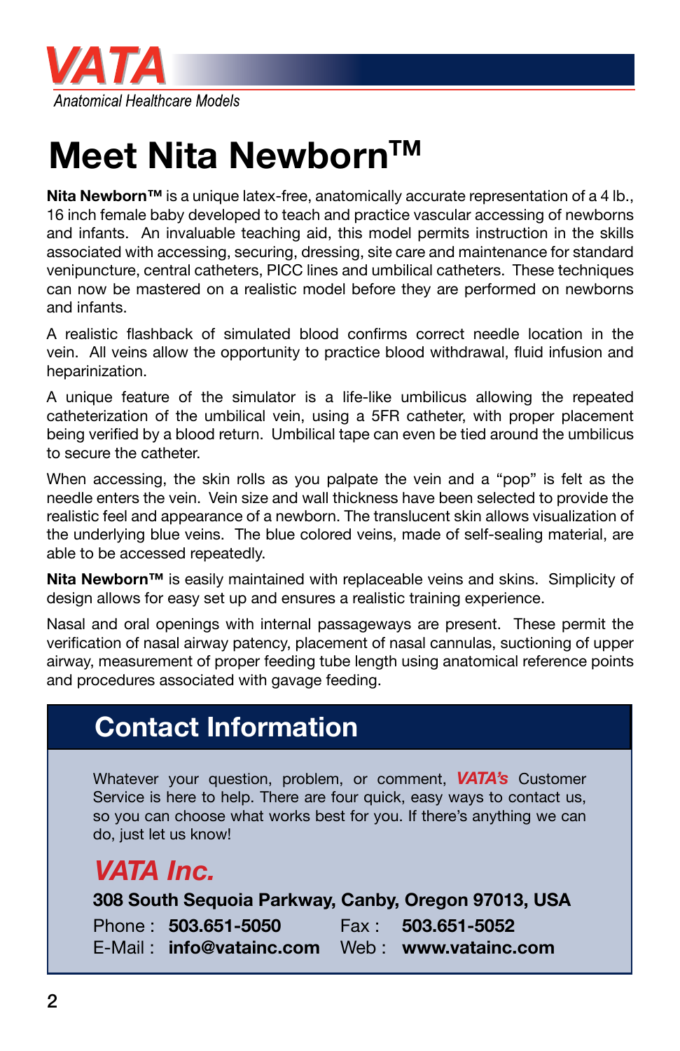**VATA**

*Anatomical Healthcare Models*

# Meet Nita Newborn™

**Nita Newborn™** is a unique latex-free, anatomically accurate representation of a 4 lb., 16 inch female baby developed to teach and practice vascular accessing of newborns and infants. An invaluable teaching aid, this model permits instruction in the skills associated with accessing, securing, dressing, site care and maintenance for standard venipuncture, central catheters, PICC lines and umbilical catheters. These techniques can now be mastered on a realistic model before they are performed on newborns and infants.

A realistic flashback of simulated blood confirms correct needle location in the vein. All veins allow the opportunity to practice blood withdrawal, fluid infusion and heparinization.

A unique feature of the simulator is a life-like umbilicus allowing the repeated catheterization of the umbilical vein, using a 5FR catheter, with proper placement being verified by a blood return. Umbilical tape can even be tied around the umbilicus to secure the catheter.

When accessing, the skin rolls as you palpate the vein and a "pop" is felt as the needle enters the vein. Vein size and wall thickness have been selected to provide the realistic feel and appearance of a newborn. The translucent skin allows visualization of the underlying blue veins. The blue colored veins, made of self-sealing material, are able to be accessed repeatedly.

**Nita Newborn™** is easily maintained with replaceable veins and skins. Simplicity of design allows for easy set up and ensures a realistic training experience.

Nasal and oral openings with internal passageways are present. These permit the verification of nasal airway patency, placement of nasal cannulas, suctioning of upper airway, measurement of proper feeding tube length using anatomical reference points and procedures associated with gavage feeding.

## Contact Information

Whatever your question, problem, or comment, ***VATA's*** Customer Service is here to help. There are four quick, easy ways to contact us, so you can choose what works best for you. If there's anything we can do, just let us know!

### *VATA Inc.*

**308 South Sequoia Parkway, Canby, Oregon 97013, USA**

Phone : **503.651-5050** Fax : **503.651-5052**

E-Mail : **info@vatainc.com** Web : **www.vatainc.com**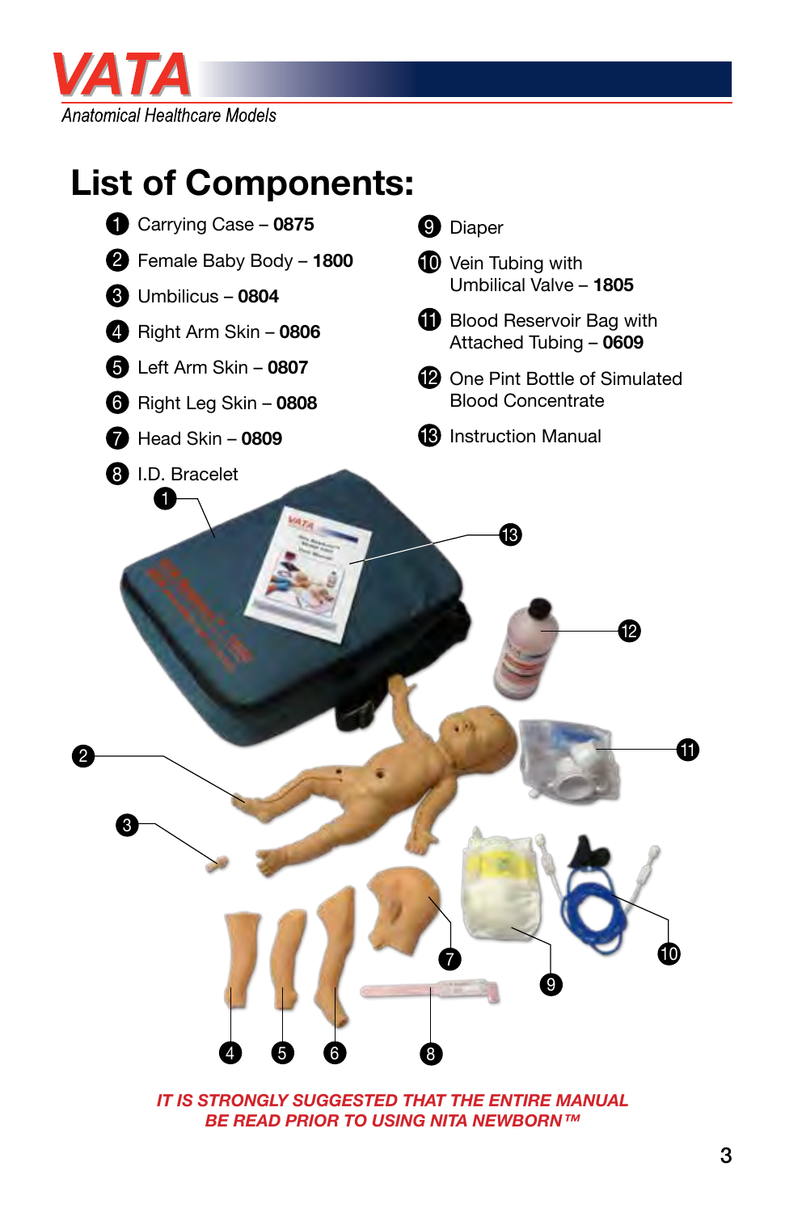# List of Components:

1. Carrying Case – **0875**
2. Female Baby Body – **1800**
3. Umbilicus – **0804**
4. Right Arm Skin – **0806**
5. Left Arm Skin – **0807**
6. Right Leg Skin – **0808**
7. Head Skin – **0809**
8. I.D. Bracelet
9. Diaper
10. Vein Tubing with Umbilical Valve – **1805**
11. Blood Reservoir Bag with Attached Tubing – **0609**
12. One Pint Bottle of Simulated Blood Concentrate
13. Instruction Manual

***IT IS STRONGLY SUGGESTED THAT THE ENTIRE MANUAL BE READ PRIOR TO USING NITA NEWBORN™***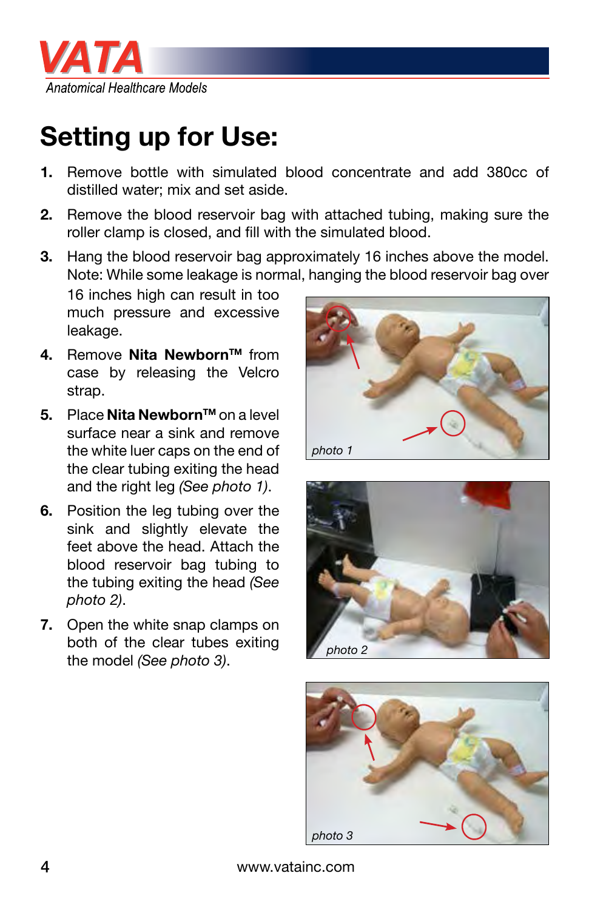# Setting up for Use:

1. Remove bottle with simulated blood concentrate and add 380cc of distilled water; mix and set aside.
2. Remove the blood reservoir bag with attached tubing, making sure the roller clamp is closed, and fill with the simulated blood.
3. Hang the blood reservoir bag approximately 16 inches above the model. Note: While some leakage is normal, hanging the blood reservoir bag over 16 inches high can result in too much pressure and excessive leakage.
4. Remove **Nita Newborn™** from case by releasing the Velcro strap.
5. Place **Nita Newborn™** on a level surface near a sink and remove the white luer caps on the end of the clear tubing exiting the head and the right leg *(See photo 1)*.
6. Position the leg tubing over the sink and slightly elevate the feet above the head. Attach the blood reservoir bag tubing to the tubing exiting the head *(See photo 2)*.
7. Open the white snap clamps on both of the clear tubes exiting the model *(See photo 3)*.

*photo 1*

*photo 2*

*photo 3*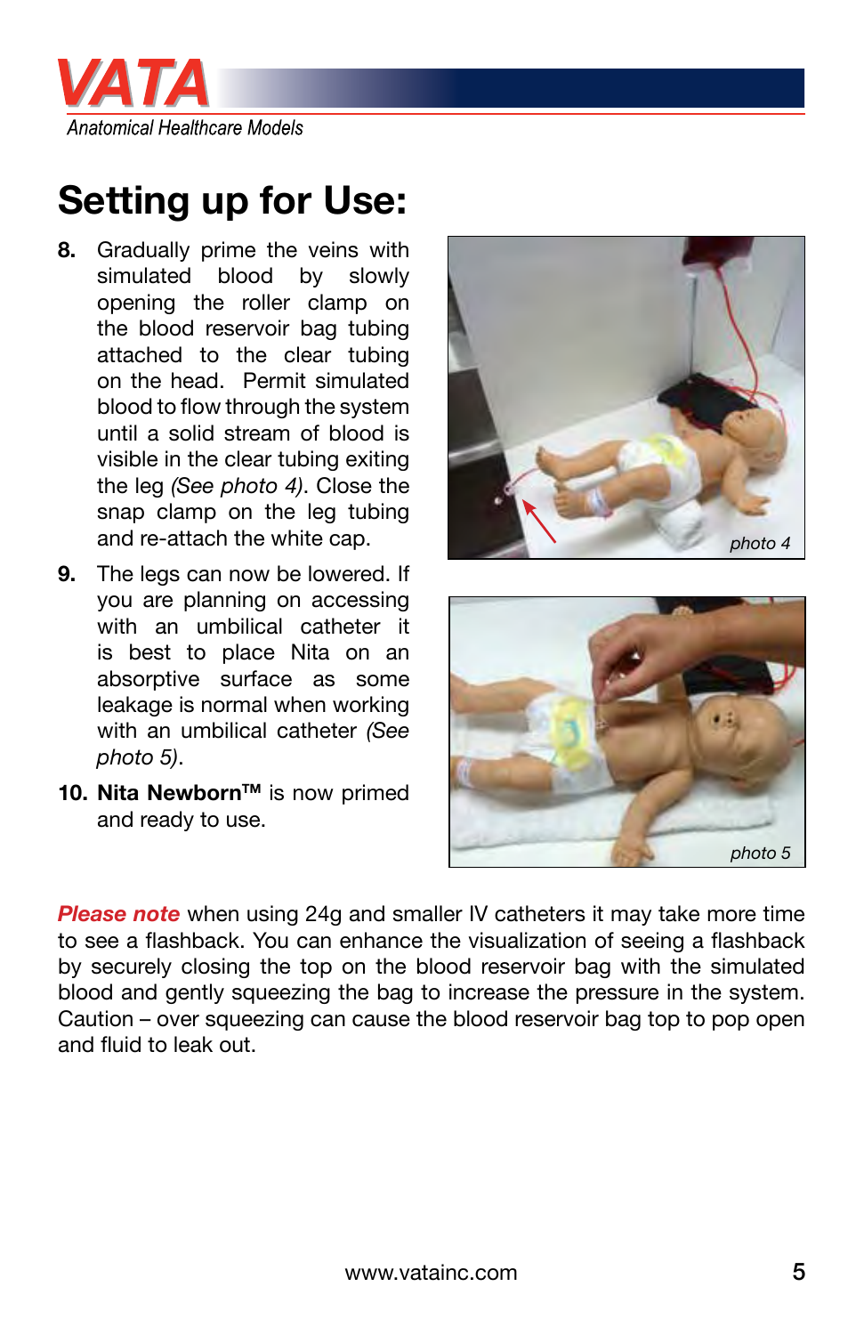# Setting up for Use:

8. Gradually prime the veins with simulated blood by slowly opening the roller clamp on the blood reservoir bag tubing attached to the clear tubing on the head. Permit simulated blood to flow through the system until a solid stream of blood is visible in the clear tubing exiting the leg *(See photo 4)*. Close the snap clamp on the leg tubing and re-attach the white cap.

9. The legs can now be lowered. If you are planning on accessing with an umbilical catheter it is best to place Nita on an absorptive surface as some leakage is normal when working with an umbilical catheter *(See photo 5)*.

10. **Nita Newborn™** is now primed and ready to use.

*photo 4*

*photo 5*

***Please note*** when using 24g and smaller IV catheters it may take more time to see a flashback. You can enhance the visualization of seeing a flashback by securely closing the top on the blood reservoir bag with the simulated blood and gently squeezing the bag to increase the pressure in the system. Caution – over squeezing can cause the blood reservoir bag top to pop open and fluid to leak out.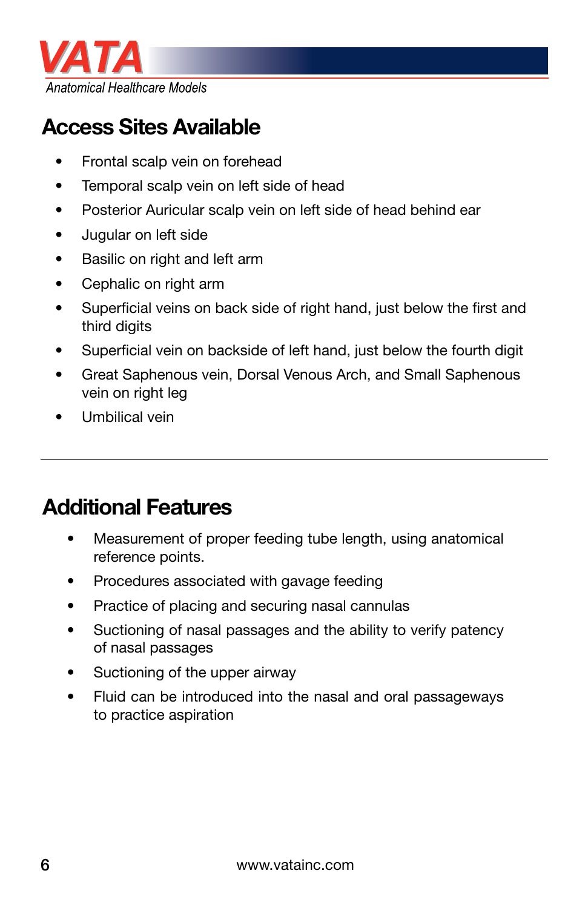## Access Sites Available

- Frontal scalp vein on forehead
- Temporal scalp vein on left side of head
- Posterior Auricular scalp vein on left side of head behind ear
- Jugular on left side
- Basilic on right and left arm
- Cephalic on right arm
- Superficial veins on back side of right hand, just below the first and third digits
- Superficial vein on backside of left hand, just below the fourth digit
- Great Saphenous vein, Dorsal Venous Arch, and Small Saphenous vein on right leg
- Umbilical vein

---

## Additional Features

- Measurement of proper feeding tube length, using anatomical reference points.
- Procedures associated with gavage feeding
- Practice of placing and securing nasal cannulas
- Suctioning of nasal passages and the ability to verify patency of nasal passages
- Suctioning of the upper airway
- Fluid can be introduced into the nasal and oral passageways to practice aspiration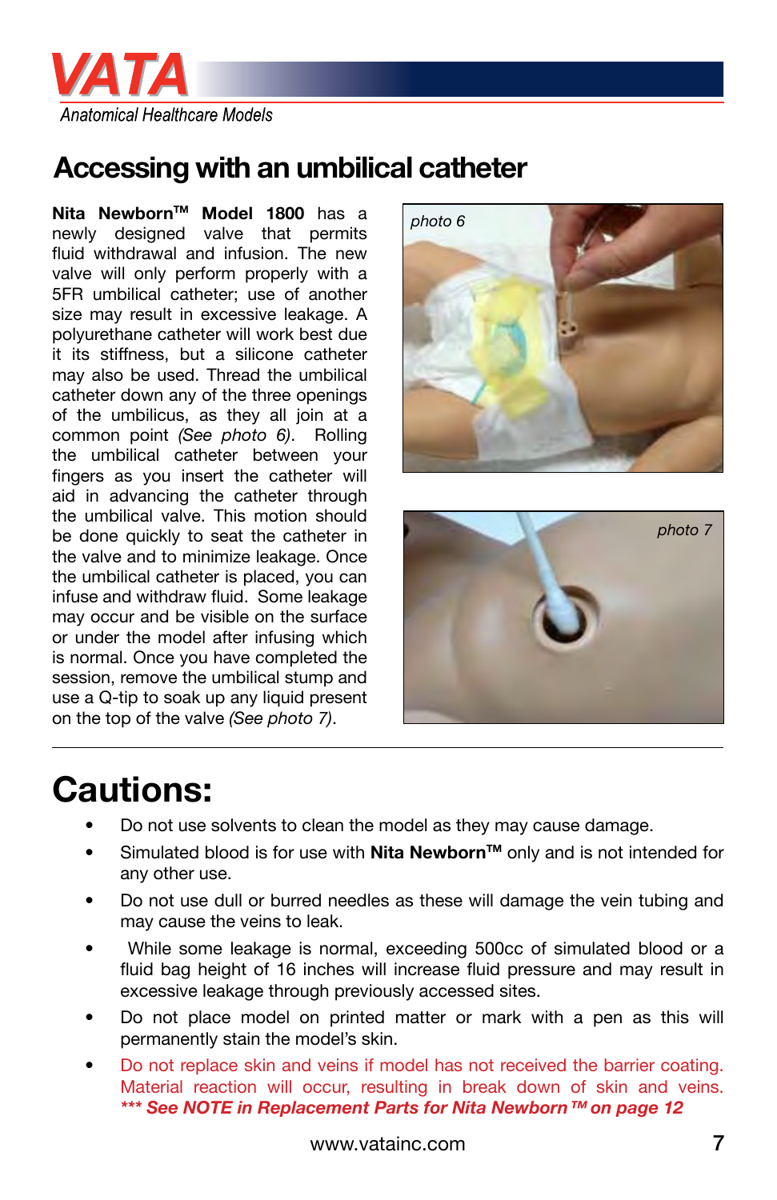# Accessing with an umbilical catheter

**Nita Newborn™ Model 1800** has a newly designed valve that permits fluid withdrawal and infusion. The new valve will only perform properly with a 5FR umbilical catheter; use of another size may result in excessive leakage. A polyurethane catheter will work best due it its stiffness, but a silicone catheter may also be used. Thread the umbilical catheter down any of the three openings of the umbilicus, as they all join at a common point *(See photo 6)*. Rolling the umbilical catheter between your fingers as you insert the catheter will aid in advancing the catheter through the umbilical valve. This motion should be done quickly to seat the catheter in the valve and to minimize leakage. Once the umbilical catheter is placed, you can infuse and withdraw fluid. Some leakage may occur and be visible on the surface or under the model after infusing which is normal. Once you have completed the session, remove the umbilical stump and use a Q-tip to soak up any liquid present on the top of the valve *(See photo 7)*.

*photo 6*

*photo 7*

---

# Cautions:

- Do not use solvents to clean the model as they may cause damage.
- Simulated blood is for use with **Nita Newborn™** only and is not intended for any other use.
- Do not use dull or burred needles as these will damage the vein tubing and may cause the veins to leak.
- While some leakage is normal, exceeding 500cc of simulated blood or a fluid bag height of 16 inches will increase fluid pressure and may result in excessive leakage through previously accessed sites.
- Do not place model on printed matter or mark with a pen as this will permanently stain the model's skin.
- Do not replace skin and veins if model has not received the barrier coating. Material reaction will occur, resulting in break down of skin and veins. ***** See NOTE in Replacement Parts for Nita Newborn™ on page 12***

www.vatainc.com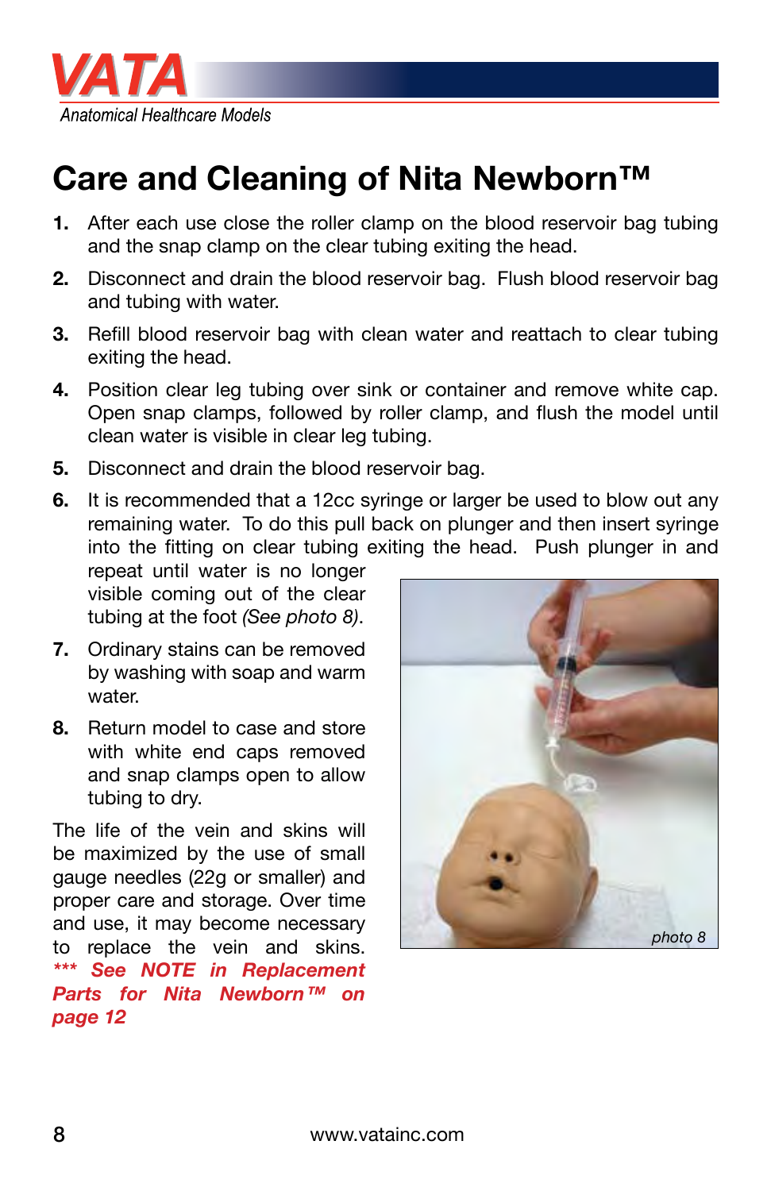# Care and Cleaning of Nita Newborn™

1. After each use close the roller clamp on the blood reservoir bag tubing and the snap clamp on the clear tubing exiting the head.
2. Disconnect and drain the blood reservoir bag. Flush blood reservoir bag and tubing with water.
3. Refill blood reservoir bag with clean water and reattach to clear tubing exiting the head.
4. Position clear leg tubing over sink or container and remove white cap. Open snap clamps, followed by roller clamp, and flush the model until clean water is visible in clear leg tubing.
5. Disconnect and drain the blood reservoir bag.
6. It is recommended that a 12cc syringe or larger be used to blow out any remaining water. To do this pull back on plunger and then insert syringe into the fitting on clear tubing exiting the head. Push plunger in and repeat until water is no longer visible coming out of the clear tubing at the foot *(See photo 8)*.
7. Ordinary stains can be removed by washing with soap and warm water.
8. Return model to case and store with white end caps removed and snap clamps open to allow tubing to dry.

The life of the vein and skins will be maximized by the use of small gauge needles (22g or smaller) and proper care and storage. Over time and use, it may become necessary to replace the vein and skins. ***\*\*\* See NOTE in Replacement Parts for Nita Newborn™ on page 12***

*photo 8*

www.vatainc.com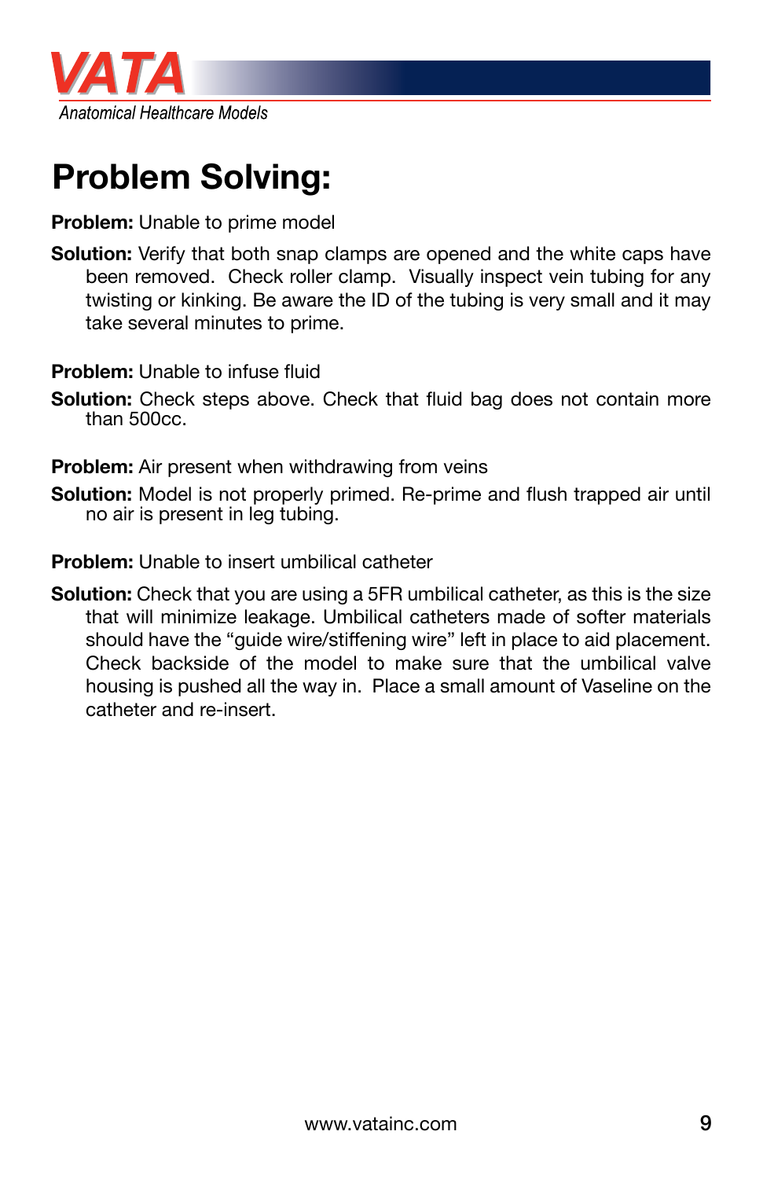# Problem Solving:

**Problem:** Unable to prime model

**Solution:** Verify that both snap clamps are opened and the white caps have been removed. Check roller clamp. Visually inspect vein tubing for any twisting or kinking. Be aware the ID of the tubing is very small and it may take several minutes to prime.

**Problem:** Unable to infuse fluid

**Solution:** Check steps above. Check that fluid bag does not contain more than 500cc.

**Problem:** Air present when withdrawing from veins

**Solution:** Model is not properly primed. Re-prime and flush trapped air until no air is present in leg tubing.

**Problem:** Unable to insert umbilical catheter

**Solution:** Check that you are using a 5FR umbilical catheter, as this is the size that will minimize leakage. Umbilical catheters made of softer materials should have the "guide wire/stiffening wire" left in place to aid placement. Check backside of the model to make sure that the umbilical valve housing is pushed all the way in. Place a small amount of Vaseline on the catheter and re-insert.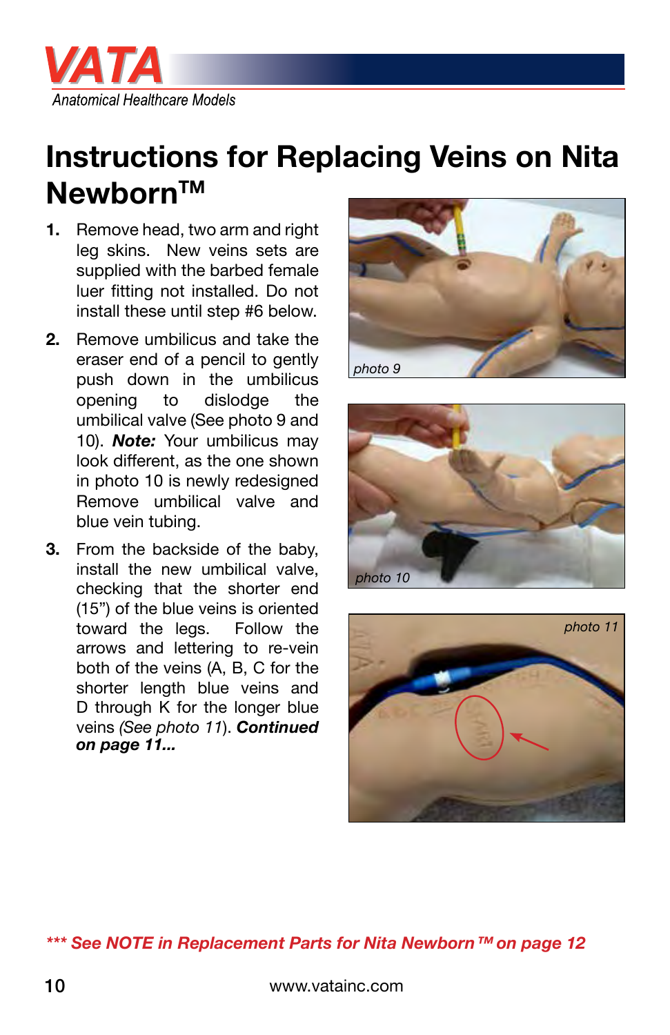# Instructions for Replacing Veins on Nita Newborn™

1. Remove head, two arm and right leg skins. New veins sets are supplied with the barbed female luer fitting not installed. Do not install these until step #6 below.
2. Remove umbilicus and take the eraser end of a pencil to gently push down in the umbilicus opening to dislodge the umbilical valve (See photo 9 and 10). ***Note:*** Your umbilicus may look different, as the one shown in photo 10 is newly redesigned Remove umbilical valve and blue vein tubing.
3. From the backside of the baby, install the new umbilical valve, checking that the shorter end (15”) of the blue veins is oriented toward the legs. Follow the arrows and lettering to re-vein both of the veins (A, B, C for the shorter length blue veins and D through K for the longer blue veins *(See photo 11)*. ***Continued on page 11...***

*photo 9*

*photo 10*

*photo 11*

***\*\*\* See NOTE in Replacement Parts for Nita Newborn™ on page 12***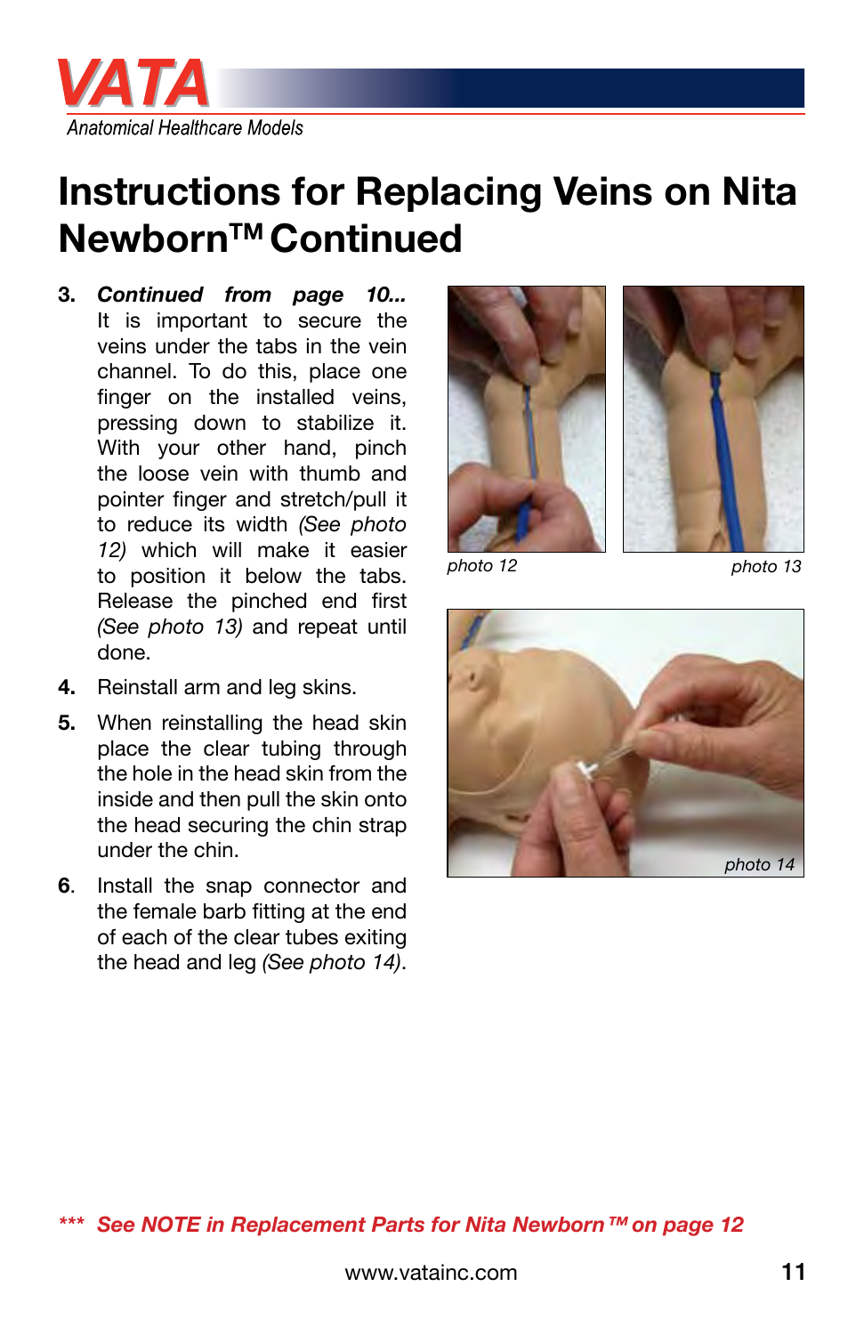# Instructions for Replacing Veins on Nita Newborn™ Continued

3. ***Continued from page 10...*** It is important to secure the veins under the tabs in the vein channel. To do this, place one finger on the installed veins, pressing down to stabilize it. With your other hand, pinch the loose vein with thumb and pointer finger and stretch/pull it to reduce its width *(See photo 12)* which will make it easier to position it below the tabs. Release the pinched end first *(See photo 13)* and repeat until done.
4. Reinstall arm and leg skins.
5. When reinstalling the head skin place the clear tubing through the hole in the head skin from the inside and then pull the skin onto the head securing the chin strap under the chin.
6. Install the snap connector and the female barb fitting at the end of each of the clear tubes exiting the head and leg *(See photo 14)*.

*photo 12*

*photo 13*

*photo 14*

***\*\*\* See NOTE in Replacement Parts for Nita Newborn™ on page 12***

www.vatainc.com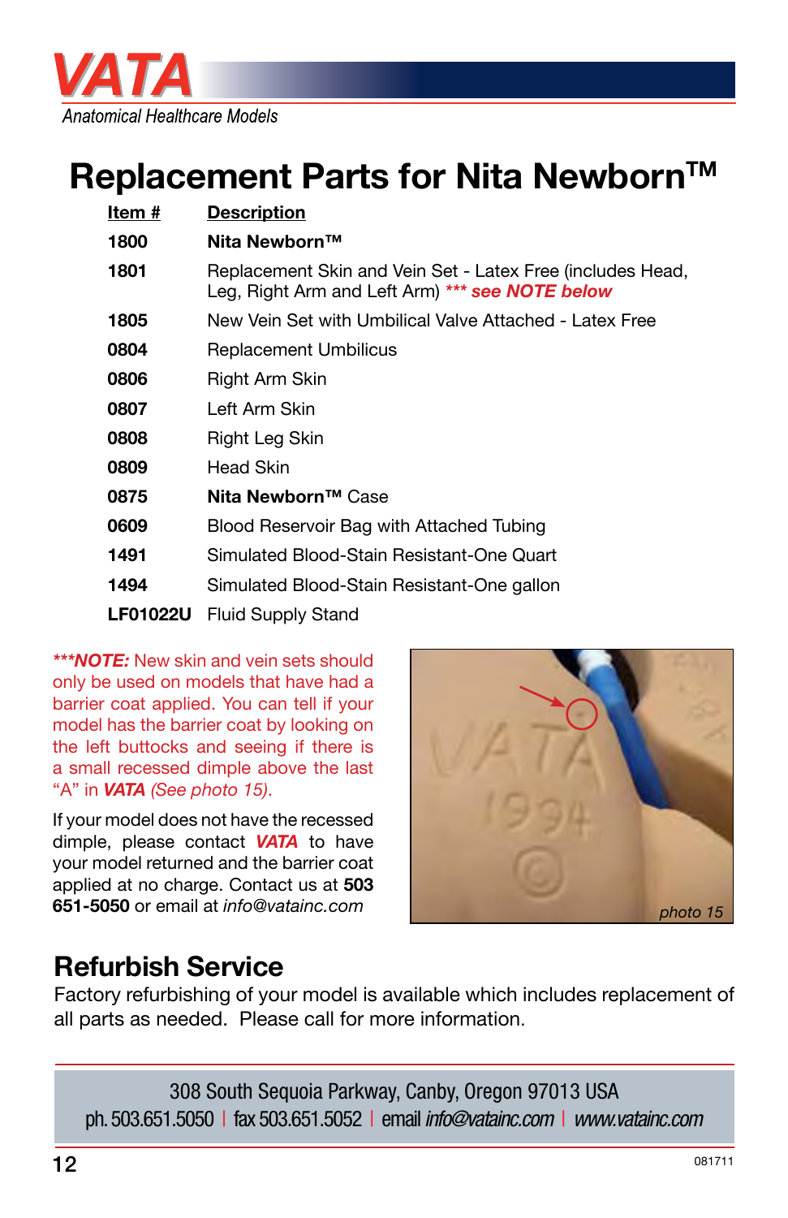**VATA**

*Anatomical Healthcare Models*

# Replacement Parts for Nita Newborn™

| Item # | Description |
| --- | --- |
| **1800** | **Nita Newborn™** |
| **1801** | Replacement Skin and Vein Set - Latex Free (includes Head, Leg, Right Arm and Left Arm) ***\*\*\* see NOTE below*** |
| **1805** | New Vein Set with Umbilical Valve Attached - Latex Free |
| **0804** | Replacement Umbilicus |
| **0806** | Right Arm Skin |
| **0807** | Left Arm Skin |
| **0808** | Right Leg Skin |
| **0809** | Head Skin |
| **0875** | **Nita Newborn™** Case |
| **0609** | Blood Reservoir Bag with Attached Tubing |
| **1491** | Simulated Blood-Stain Resistant-One Quart |
| **1494** | Simulated Blood-Stain Resistant-One gallon |
| **LF01022U** | Fluid Supply Stand |

***\*\*\*NOTE:*** New skin and vein sets should only be used on models that have had a barrier coat applied. You can tell if your model has the barrier coat by looking on the left buttocks and seeing if there is a small recessed dimple above the last "A" in ***VATA*** *(See photo 15)*.

If your model does not have the recessed dimple, please contact ***VATA*** to have your model returned and the barrier coat applied at no charge. Contact us at **503 651-5050** or email at *info@vatainc.com*

*photo 15*

## Refurbish Service

Factory refurbishing of your model is available which includes replacement of all parts as needed. Please call for more information.

308 South Sequoia Parkway, Canby, Oregon 97013 USA

ph. 503.651.5050 | fax 503.651.5052 | email *info@vatainc.com* | *www.vatainc.com*

081711